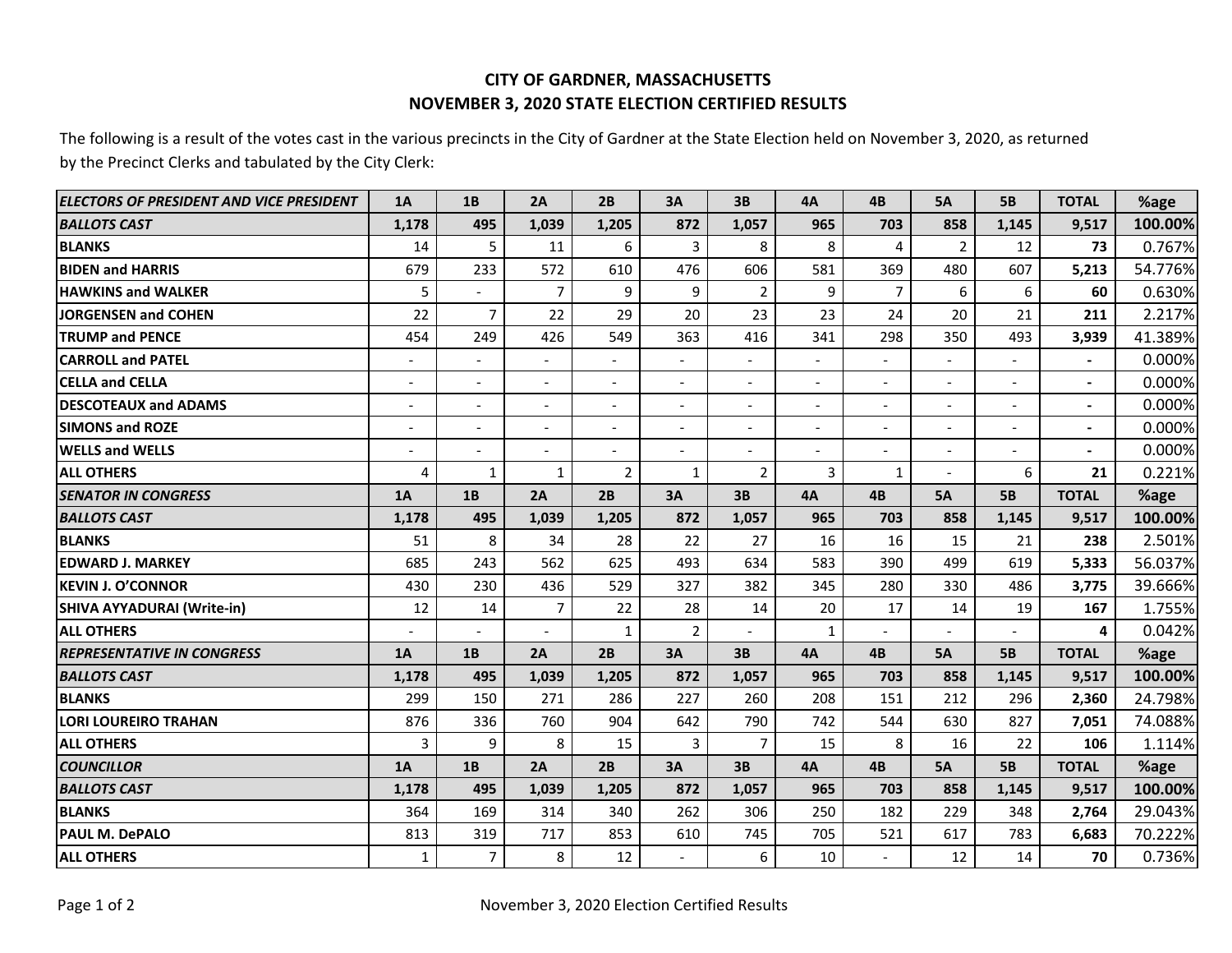# CITY OF GARDNER, MASSACHUSETTS
## NOVEMBER 3, 2020 STATE ELECTION CERTIFIED RESULTS

The following is a result of the votes cast in the various precincts in the City of Gardner at the State Election held on November 3, 2020, as returned by the Precinct Clerks and tabulated by the City Clerk:

| ***ELECTORS OF PRESIDENT AND VICE PRESIDENT*** | **1A** | **1B** | **2A** | **2B** | **3A** | **3B** | **4A** | **4B** | **5A** | **5B** | **TOTAL** | **%age** |
|---|---|---|---|---|---|---|---|---|---|---|---|---|
| ***BALLOTS CAST*** | **1,178** | **495** | **1,039** | **1,205** | **872** | **1,057** | **965** | **703** | **858** | **1,145** | **9,517** | **100.00%** |
| **BLANKS** | 14 | 5 | 11 | 6 | 3 | 8 | 8 | 4 | 2 | 12 | **73** | 0.767% |
| **BIDEN and HARRIS** | 679 | 233 | 572 | 610 | 476 | 606 | 581 | 369 | 480 | 607 | **5,213** | 54.776% |
| **HAWKINS and WALKER** | 5 | - | 7 | 9 | 9 | 2 | 9 | 7 | 6 | 6 | **60** | 0.630% |
| **JORGENSEN and COHEN** | 22 | 7 | 22 | 29 | 20 | 23 | 23 | 24 | 20 | 21 | **211** | 2.217% |
| **TRUMP and PENCE** | 454 | 249 | 426 | 549 | 363 | 416 | 341 | 298 | 350 | 493 | **3,939** | 41.389% |
| **CARROLL and PATEL** | - | - | - | - | - | - | - | - | - | - | **-** | 0.000% |
| **CELLA and CELLA** | - | - | - | - | - | - | - | - | - | - | **-** | 0.000% |
| **DESCOTEAUX and ADAMS** | - | - | - | - | - | - | - | - | - | - | **-** | 0.000% |
| **SIMONS and ROZE** | - | - | - | - | - | - | - | - | - | - | **-** | 0.000% |
| **WELLS and WELLS** | - | - | - | - | - | - | - | - | - | - | **-** | 0.000% |
| **ALL OTHERS** | 4 | 1 | 1 | 2 | 1 | 2 | 3 | 1 | - | 6 | **21** | 0.221% |
| ***SENATOR IN CONGRESS*** | **1A** | **1B** | **2A** | **2B** | **3A** | **3B** | **4A** | **4B** | **5A** | **5B** | **TOTAL** | **%age** |
| ***BALLOTS CAST*** | **1,178** | **495** | **1,039** | **1,205** | **872** | **1,057** | **965** | **703** | **858** | **1,145** | **9,517** | **100.00%** |
| **BLANKS** | 51 | 8 | 34 | 28 | 22 | 27 | 16 | 16 | 15 | 21 | **238** | 2.501% |
| **EDWARD J. MARKEY** | 685 | 243 | 562 | 625 | 493 | 634 | 583 | 390 | 499 | 619 | **5,333** | 56.037% |
| **KEVIN J. O'CONNOR** | 430 | 230 | 436 | 529 | 327 | 382 | 345 | 280 | 330 | 486 | **3,775** | 39.666% |
| **SHIVA AYYADURAI (Write-in)** | 12 | 14 | 7 | 22 | 28 | 14 | 20 | 17 | 14 | 19 | **167** | 1.755% |
| **ALL OTHERS** | - | - | - | 1 | 2 | - | 1 | - | - | - | **4** | 0.042% |
| ***REPRESENTATIVE IN CONGRESS*** | **1A** | **1B** | **2A** | **2B** | **3A** | **3B** | **4A** | **4B** | **5A** | **5B** | **TOTAL** | **%age** |
| ***BALLOTS CAST*** | **1,178** | **495** | **1,039** | **1,205** | **872** | **1,057** | **965** | **703** | **858** | **1,145** | **9,517** | **100.00%** |
| **BLANKS** | 299 | 150 | 271 | 286 | 227 | 260 | 208 | 151 | 212 | 296 | **2,360** | 24.798% |
| **LORI LOUREIRO TRAHAN** | 876 | 336 | 760 | 904 | 642 | 790 | 742 | 544 | 630 | 827 | **7,051** | 74.088% |
| **ALL OTHERS** | 3 | 9 | 8 | 15 | 3 | 7 | 15 | 8 | 16 | 22 | **106** | 1.114% |
| ***COUNCILLOR*** | **1A** | **1B** | **2A** | **2B** | **3A** | **3B** | **4A** | **4B** | **5A** | **5B** | **TOTAL** | **%age** |
| ***BALLOTS CAST*** | **1,178** | **495** | **1,039** | **1,205** | **872** | **1,057** | **965** | **703** | **858** | **1,145** | **9,517** | **100.00%** |
| **BLANKS** | 364 | 169 | 314 | 340 | 262 | 306 | 250 | 182 | 229 | 348 | **2,764** | 29.043% |
| **PAUL M. DePALO** | 813 | 319 | 717 | 853 | 610 | 745 | 705 | 521 | 617 | 783 | **6,683** | 70.222% |
| **ALL OTHERS** | 1 | 7 | 8 | 12 | - | 6 | 10 | - | 12 | 14 | **70** | 0.736% |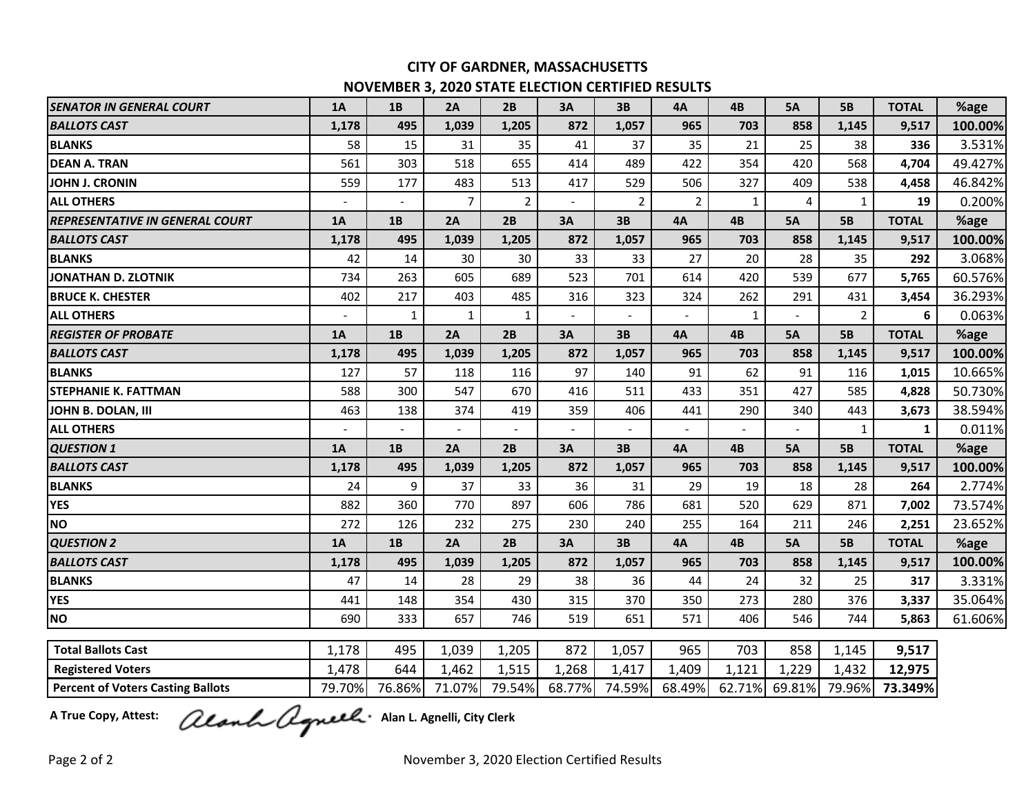# CITY OF GARDNER, MASSACHUSETTS

## NOVEMBER 3, 2020 STATE ELECTION CERTIFIED RESULTS

| ***SENATOR IN GENERAL COURT*** | **1A** | **1B** | **2A** | **2B** | **3A** | **3B** | **4A** | **4B** | **5A** | **5B** | **TOTAL** | **%age** |
|---|---|---|---|---|---|---|---|---|---|---|---|---|
| ***BALLOTS CAST*** | **1,178** | **495** | **1,039** | **1,205** | **872** | **1,057** | **965** | **703** | **858** | **1,145** | **9,517** | **100.00%** |
| **BLANKS** | 58 | 15 | 31 | 35 | 41 | 37 | 35 | 21 | 25 | 38 | **336** | 3.531% |
| **DEAN A. TRAN** | 561 | 303 | 518 | 655 | 414 | 489 | 422 | 354 | 420 | 568 | **4,704** | 49.427% |
| **JOHN J. CRONIN** | 559 | 177 | 483 | 513 | 417 | 529 | 506 | 327 | 409 | 538 | **4,458** | 46.842% |
| **ALL OTHERS** | - | - | 7 | 2 | - | 2 | 2 | 1 | 4 | 1 | **19** | 0.200% |
| ***REPRESENTATIVE IN GENERAL COURT*** | **1A** | **1B** | **2A** | **2B** | **3A** | **3B** | **4A** | **4B** | **5A** | **5B** | **TOTAL** | **%age** |
| ***BALLOTS CAST*** | **1,178** | **495** | **1,039** | **1,205** | **872** | **1,057** | **965** | **703** | **858** | **1,145** | **9,517** | **100.00%** |
| **BLANKS** | 42 | 14 | 30 | 30 | 33 | 33 | 27 | 20 | 28 | 35 | **292** | 3.068% |
| **JONATHAN D. ZLOTNIK** | 734 | 263 | 605 | 689 | 523 | 701 | 614 | 420 | 539 | 677 | **5,765** | 60.576% |
| **BRUCE K. CHESTER** | 402 | 217 | 403 | 485 | 316 | 323 | 324 | 262 | 291 | 431 | **3,454** | 36.293% |
| **ALL OTHERS** | - | 1 | 1 | 1 | - | - | - | 1 | - | 2 | **6** | 0.063% |
| ***REGISTER OF PROBATE*** | **1A** | **1B** | **2A** | **2B** | **3A** | **3B** | **4A** | **4B** | **5A** | **5B** | **TOTAL** | **%age** |
| ***BALLOTS CAST*** | **1,178** | **495** | **1,039** | **1,205** | **872** | **1,057** | **965** | **703** | **858** | **1,145** | **9,517** | **100.00%** |
| **BLANKS** | 127 | 57 | 118 | 116 | 97 | 140 | 91 | 62 | 91 | 116 | **1,015** | 10.665% |
| **STEPHANIE K. FATTMAN** | 588 | 300 | 547 | 670 | 416 | 511 | 433 | 351 | 427 | 585 | **4,828** | 50.730% |
| **JOHN B. DOLAN, III** | 463 | 138 | 374 | 419 | 359 | 406 | 441 | 290 | 340 | 443 | **3,673** | 38.594% |
| **ALL OTHERS** | - | - | - | - | - | - | - | - | - | 1 | **1** | 0.011% |
| ***QUESTION 1*** | **1A** | **1B** | **2A** | **2B** | **3A** | **3B** | **4A** | **4B** | **5A** | **5B** | **TOTAL** | **%age** |
| ***BALLOTS CAST*** | **1,178** | **495** | **1,039** | **1,205** | **872** | **1,057** | **965** | **703** | **858** | **1,145** | **9,517** | **100.00%** |
| **BLANKS** | 24 | 9 | 37 | 33 | 36 | 31 | 29 | 19 | 18 | 28 | **264** | 2.774% |
| **YES** | 882 | 360 | 770 | 897 | 606 | 786 | 681 | 520 | 629 | 871 | **7,002** | 73.574% |
| **NO** | 272 | 126 | 232 | 275 | 230 | 240 | 255 | 164 | 211 | 246 | **2,251** | 23.652% |
| ***QUESTION 2*** | **1A** | **1B** | **2A** | **2B** | **3A** | **3B** | **4A** | **4B** | **5A** | **5B** | **TOTAL** | **%age** |
| ***BALLOTS CAST*** | **1,178** | **495** | **1,039** | **1,205** | **872** | **1,057** | **965** | **703** | **858** | **1,145** | **9,517** | **100.00%** |
| **BLANKS** | 47 | 14 | 28 | 29 | 38 | 36 | 44 | 24 | 32 | 25 | **317** | 3.331% |
| **YES** | 441 | 148 | 354 | 430 | 315 | 370 | 350 | 273 | 280 | 376 | **3,337** | 35.064% |
| **NO** | 690 | 333 | 657 | 746 | 519 | 651 | 571 | 406 | 546 | 744 | **5,863** | 61.606% |

| | | | | | | | | | | | |
|---|---|---|---|---|---|---|---|---|---|---|---|
| **Total Ballots Cast** | 1,178 | 495 | 1,039 | 1,205 | 872 | 1,057 | 965 | 703 | 858 | 1,145 | **9,517** |
| **Registered Voters** | 1,478 | 644 | 1,462 | 1,515 | 1,268 | 1,417 | 1,409 | 1,121 | 1,229 | 1,432 | **12,975** |
| **Percent of Voters Casting Ballots** | 79.70% | 76.86% | 71.07% | 79.54% | 68.77% | 74.59% | 68.49% | 62.71% | 69.81% | 79.96% | **73.349%** |

**A True Copy, Attest:** Alan L. Agnelli **Alan L. Agnelli, City Clerk**

November 3, 2020 Election Certified Results